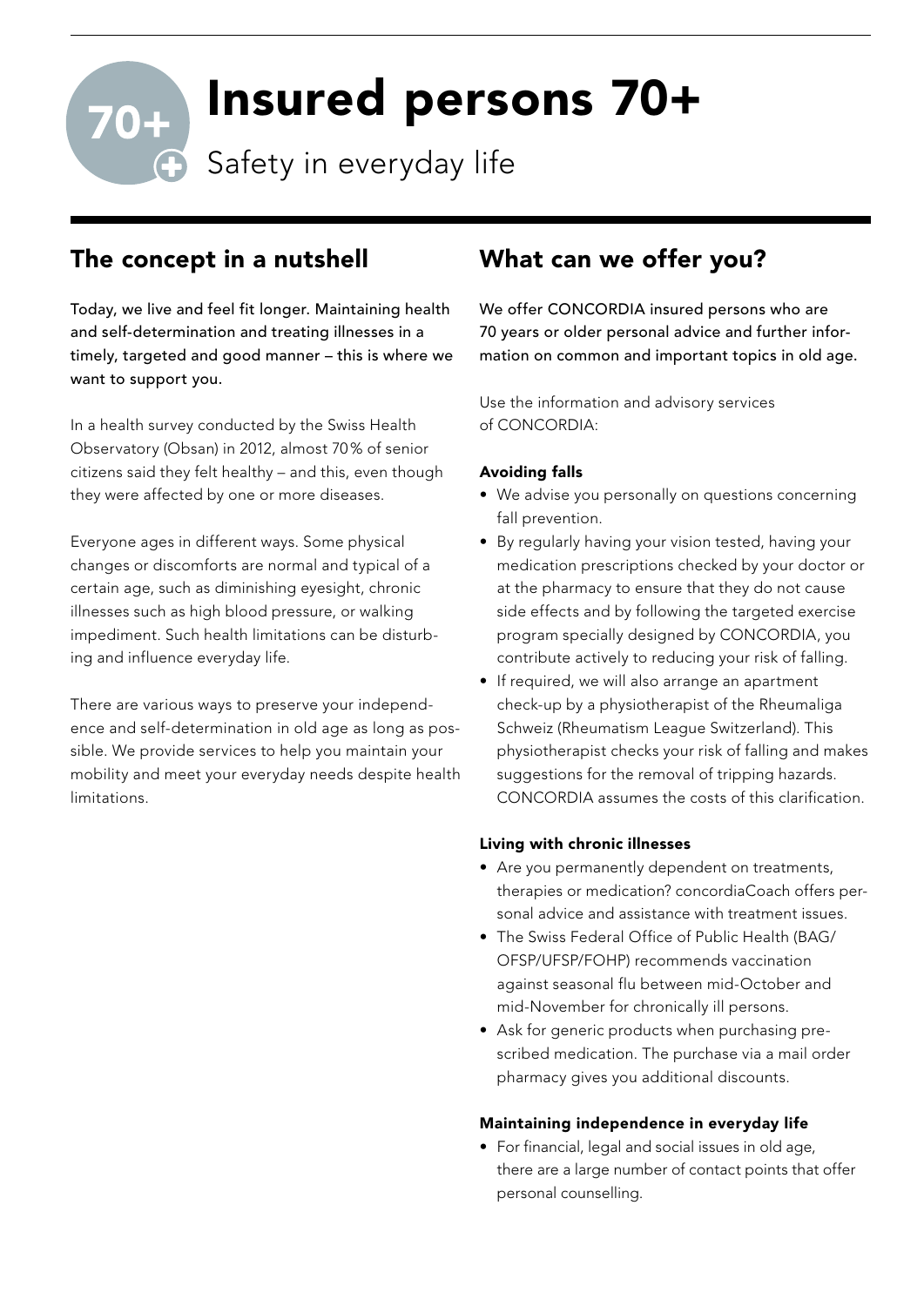# Insured persons 70+

Safety in everyday life

## The concept in a nutshell

Today, we live and feel fit longer. Maintaining health and self-determination and treating illnesses in a timely, targeted and good manner – this is where we want to support you.

In a health survey conducted by the Swiss Health Observatory (Obsan) in 2012, almost 70% of senior citizens said they felt healthy – and this, even though they were affected by one or more diseases.

Everyone ages in different ways. Some physical changes or discomforts are normal and typical of a certain age, such as diminishing eyesight, chronic illnesses such as high blood pressure, or walking impediment. Such health limitations can be disturbing and influence everyday life.

There are various ways to preserve your independence and self-determination in old age as long as possible. We provide services to help you maintain your mobility and meet your everyday needs despite health limitations.

## What can we offer you?

We offer CONCORDIA insured persons who are 70 years or older personal advice and further information on common and important topics in old age.

Use the information and advisory services of CONCORDIA:

**Avoiding falls**

- We advise you personally on questions concerning fall prevention.
- By regularly having your vision tested, having your medication prescriptions checked by your doctor or at the pharmacy to ensure that they do not cause side effects and by following the targeted exercise program specially designed by CONCORDIA, you contribute actively to reducing your risk of falling.
- If required, we will also arrange an apartment check-up by a physiotherapist of the Rheumaliga Schweiz (Rheumatism League Switzerland). This physiotherapist checks your risk of falling and makes suggestions for the removal of tripping hazards. CONCORDIA assumes the costs of this clarification.

**Living with chronic illnesses**

- Are you permanently dependent on treatments, therapies or medication? concordiaCoach offers personal advice and assistance with treatment issues.
- The Swiss Federal Office of Public Health (BAG/OFSP/UFSP/FOHP) recommends vaccination against seasonal flu between mid-October and mid-November for chronically ill persons.
- Ask for generic products when purchasing prescribed medication. The purchase via a mail order pharmacy gives you additional discounts.

**Maintaining independence in everyday life**

- For financial, legal and social issues in old age, there are a large number of contact points that offer personal counselling.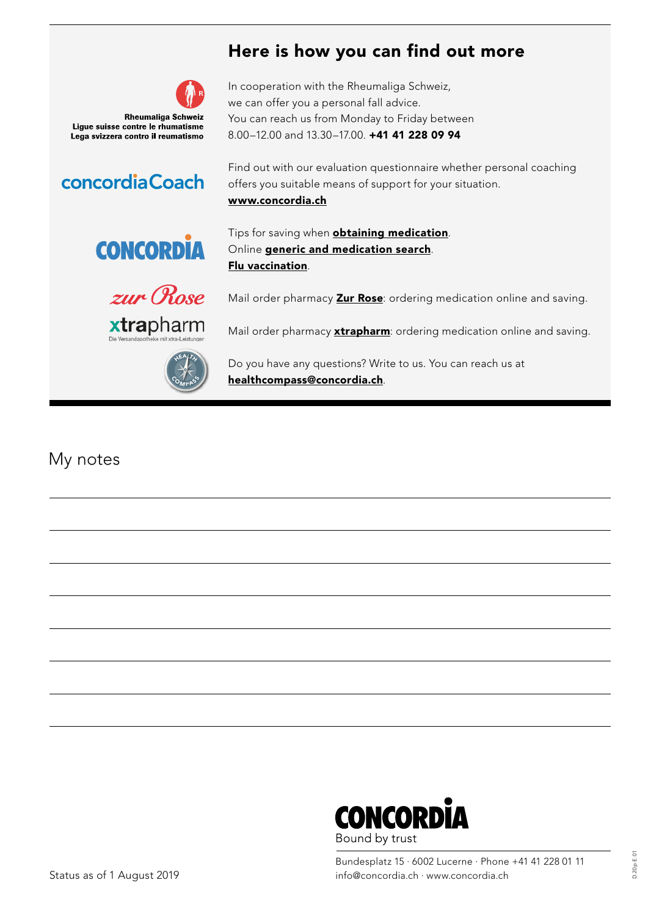## Here is how you can find out more

Rheumaliga Schweiz
Ligue suisse contre le rhumatisme
Lega svizzera contro il reumatismo

In cooperation with the Rheumaliga Schweiz, we can offer you a personal fall advice. You can reach us from Monday to Friday between 8.00–12.00 and 13.30–17.00. **+41 41 228 09 94**

concordiaCoach

Find out with our evaluation questionnaire whether personal coaching offers you suitable means of support for your situation. **www.concordia.ch**

CONCORDIA

Tips for saving when **obtaining medication**.
Online **generic and medication search**.
**Flu vaccination**.

zur Rose

Mail order pharmacy **Zur Rose**: ordering medication online and saving.

xtrapharm
Die Versandapotheke mit xtra-Leistungen

Mail order pharmacy **xtrapharm**: ordering medication online and saving.

HEALTH COMPASS

Do you have any questions? Write to us. You can reach us at **healthcompass@concordia.ch**.

## My notes

CONCORDIA
Bound by trust

Bundesplatz 15 · 6002 Lucerne · Phone +41 41 228 01 11
info@concordia.ch · www.concordia.ch

Status as of 1 August 2019

D.20p.E.01